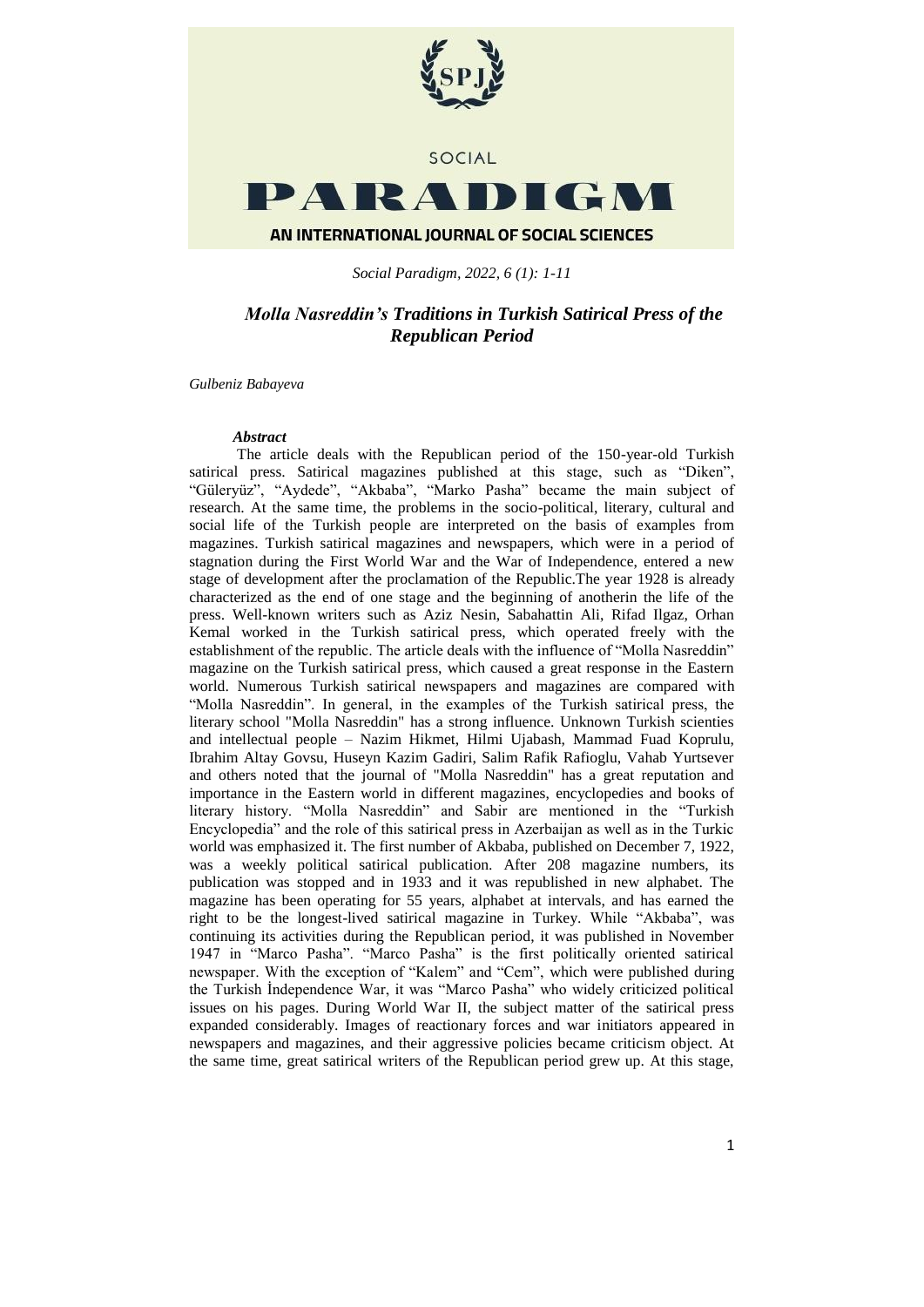# Molla Nasreddin's Traditions in Turkish Satirical Press of the Republican Period

*Gulbeniz Babayeva*

***Abstract***

The article deals with the Republican period of the 150-year-old Turkish satirical press. Satirical magazines published at this stage, such as "Diken", "Güleryüz", "Aydede", "Akbaba", "Marko Pasha" became the main subject of research. At the same time, the problems in the socio-political, literary, cultural and social life of the Turkish people are interpreted on the basis of examples from magazines. Turkish satirical magazines and newspapers, which were in a period of stagnation during the First World War and the War of Independence, entered a new stage of development after the proclamation of the Republic.The year 1928 is already characterized as the end of one stage and the beginning of anotherin the life of the press. Well-known writers such as Aziz Nesin, Sabahattin Ali, Rifad Ilgaz, Orhan Kemal worked in the Turkish satirical press, which operated freely with the establishment of the republic. The article deals with the influence of "Molla Nasreddin" magazine on the Turkish satirical press, which caused a great response in the Eastern world. Numerous Turkish satirical newspapers and magazines are compared with "Molla Nasreddin". In general, in the examples of the Turkish satirical press, the literary school "Molla Nasreddin" has a strong influence. Unknown Turkish scienties and intellectual people – Nazim Hikmet, Hilmi Ujabash, Mammad Fuad Koprulu, Ibrahim Altay Govsu, Huseyn Kazim Gadiri, Salim Rafik Rafioglu, Vahab Yurtsever and others noted that the journal of "Molla Nasreddin" has a great reputation and importance in the Eastern world in different magazines, encyclopedies and books of literary history. "Molla Nasreddin" and Sabir are mentioned in the "Turkish Encyclopedia" and the role of this satirical press in Azerbaijan as well as in the Turkic world was emphasized it. The first number of Akbaba, published on December 7, 1922, was a weekly political satirical publication. After 208 magazine numbers, its publication was stopped and in 1933 and it was republished in new alphabet. The magazine has been operating for 55 years, alphabet at intervals, and has earned the right to be the longest-lived satirical magazine in Turkey. While "Akbaba", was continuing its activities during the Republican period, it was published in November 1947 in "Marco Pasha". "Marco Pasha" is the first politically oriented satirical newspaper. With the exception of "Kalem" and "Cem", which were published during the Turkish İndependence War, it was "Marco Pasha" who widely criticized political issues on his pages. During World War II, the subject matter of the satirical press expanded considerably. Images of reactionary forces and war initiators appeared in newspapers and magazines, and their aggressive policies became criticism object. At the same time, great satirical writers of the Republican period grew up. At this stage,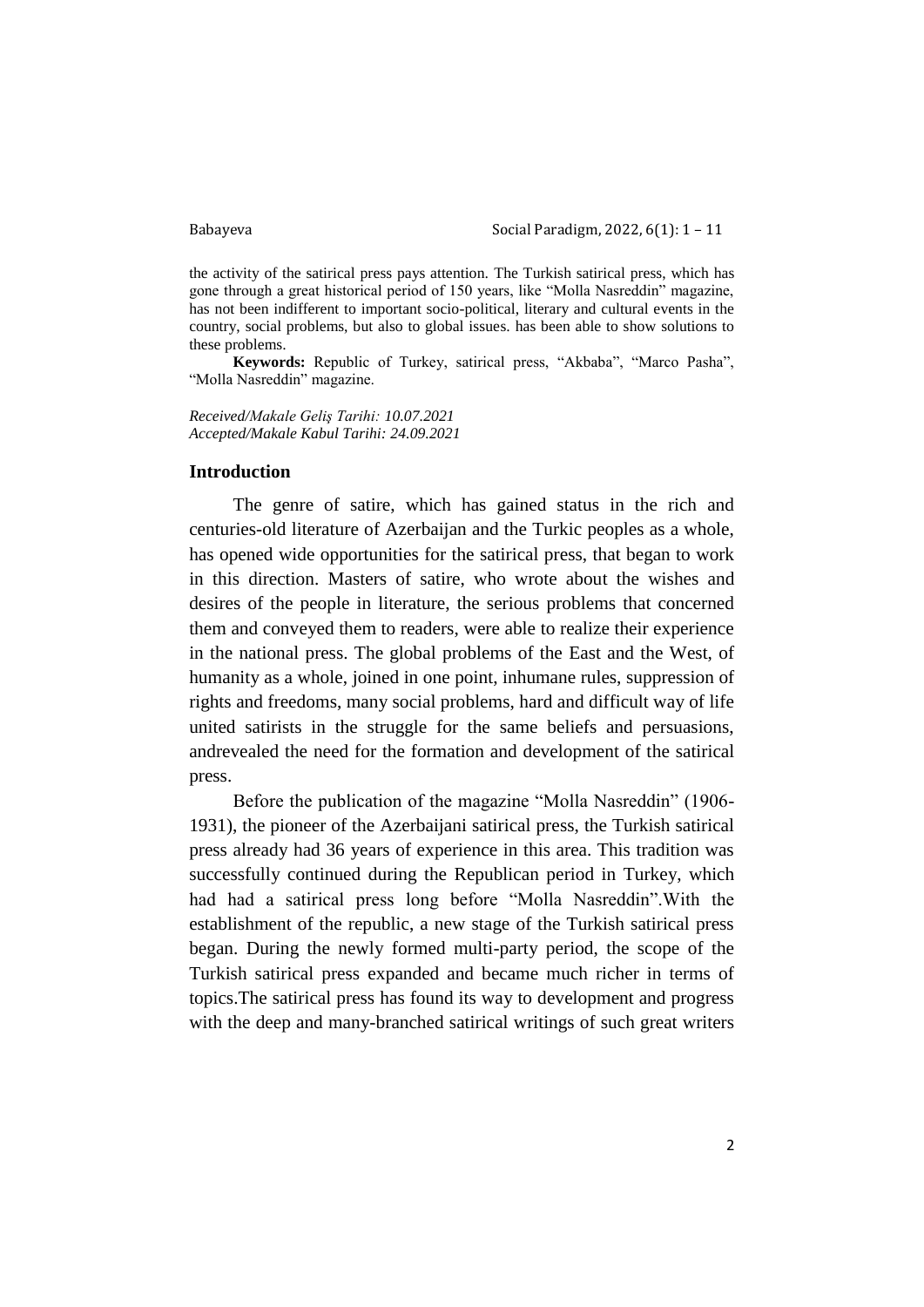the activity of the satirical press pays attention. The Turkish satirical press, which has gone through a great historical period of 150 years, like "Molla Nasreddin" magazine, has not been indifferent to important socio-political, literary and cultural events in the country, social problems, but also to global issues. has been able to show solutions to these problems.

**Keywords:** Republic of Turkey, satirical press, "Akbaba", "Marco Pasha", "Molla Nasreddin" magazine.

*Received/Makale Geliş Tarihi: 10.07.2021*
*Accepted/Makale Kabul Tarihi: 24.09.2021*

## Introduction

The genre of satire, which has gained status in the rich and centuries-old literature of Azerbaijan and the Turkic peoples as a whole, has opened wide opportunities for the satirical press, that began to work in this direction. Masters of satire, who wrote about the wishes and desires of the people in literature, the serious problems that concerned them and conveyed them to readers, were able to realize their experience in the national press. The global problems of the East and the West, of humanity as a whole, joined in one point, inhumane rules, suppression of rights and freedoms, many social problems, hard and difficult way of life united satirists in the struggle for the same beliefs and persuasions, andrevealed the need for the formation and development of the satirical press.

Before the publication of the magazine "Molla Nasreddin" (1906-1931), the pioneer of the Azerbaijani satirical press, the Turkish satirical press already had 36 years of experience in this area. This tradition was successfully continued during the Republican period in Turkey, which had had a satirical press long before "Molla Nasreddin".With the establishment of the republic, a new stage of the Turkish satirical press began. During the newly formed multi-party period, the scope of the Turkish satirical press expanded and became much richer in terms of topics.The satirical press has found its way to development and progress with the deep and many-branched satirical writings of such great writers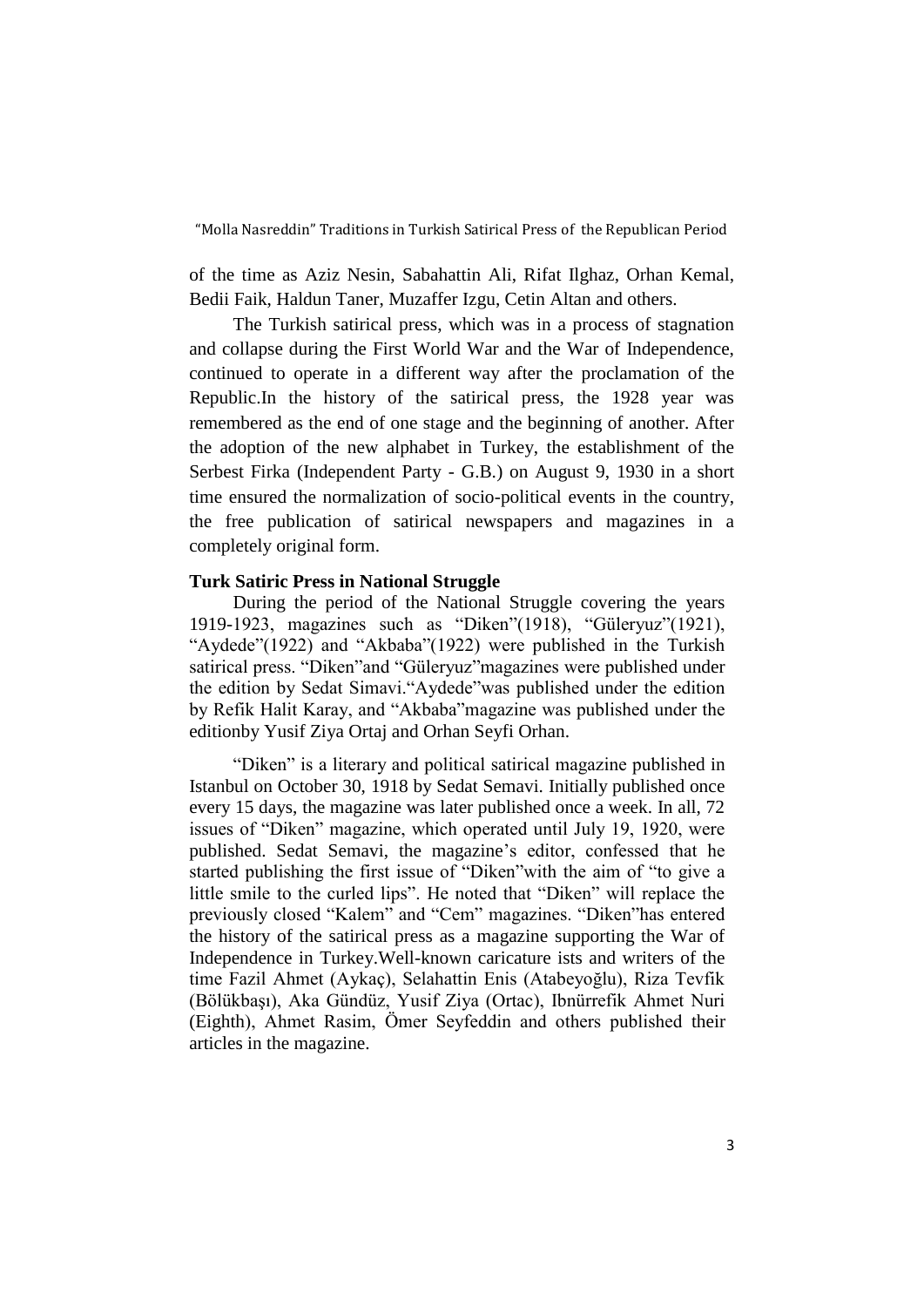of the time as Aziz Nesin, Sabahattin Ali, Rifat Ilghaz, Orhan Kemal, Bedii Faik, Haldun Taner, Muzaffer Izgu, Cetin Altan and others.

The Turkish satirical press, which was in a process of stagnation and collapse during the First World War and the War of Independence, continued to operate in a different way after the proclamation of the Republic.In the history of the satirical press, the 1928 year was remembered as the end of one stage and the beginning of another. After the adoption of the new alphabet in Turkey, the establishment of the Serbest Firka (Independent Party - G.B.) on August 9, 1930 in a short time ensured the normalization of socio-political events in the country, the free publication of satirical newspapers and magazines in a completely original form.

**Turk Satiric Press in National Struggle**

During the period of the National Struggle covering the years 1919-1923, magazines such as "Diken"(1918), "Güleryuz"(1921), "Aydede"(1922) and "Akbaba"(1922) were published in the Turkish satirical press. "Diken"and "Güleryuz"magazines were published under the edition by Sedat Simavi."Aydede"was published under the edition by Refik Halit Karay, and "Akbaba"magazine was published under the editionby Yusif Ziya Ortaj and Orhan Seyfi Orhan.

"Diken" is a literary and political satirical magazine published in Istanbul on October 30, 1918 by Sedat Semavi. Initially published once every 15 days, the magazine was later published once a week. In all, 72 issues of "Diken" magazine, which operated until July 19, 1920, were published. Sedat Semavi, the magazine's editor, confessed that he started publishing the first issue of "Diken"with the aim of "to give a little smile to the curled lips". He noted that "Diken" will replace the previously closed "Kalem" and "Cem" magazines. "Diken"has entered the history of the satirical press as a magazine supporting the War of Independence in Turkey.Well-known caricature ists and writers of the time Fazil Ahmet (Aykaç), Selahattin Enis (Atabeyoğlu), Riza Tevfik (Bölükbaşı), Aka Gündüz, Yusif Ziya (Ortac), Ibnürrefik Ahmet Nuri (Eighth), Ahmet Rasim, Ömer Seyfeddin and others published their articles in the magazine.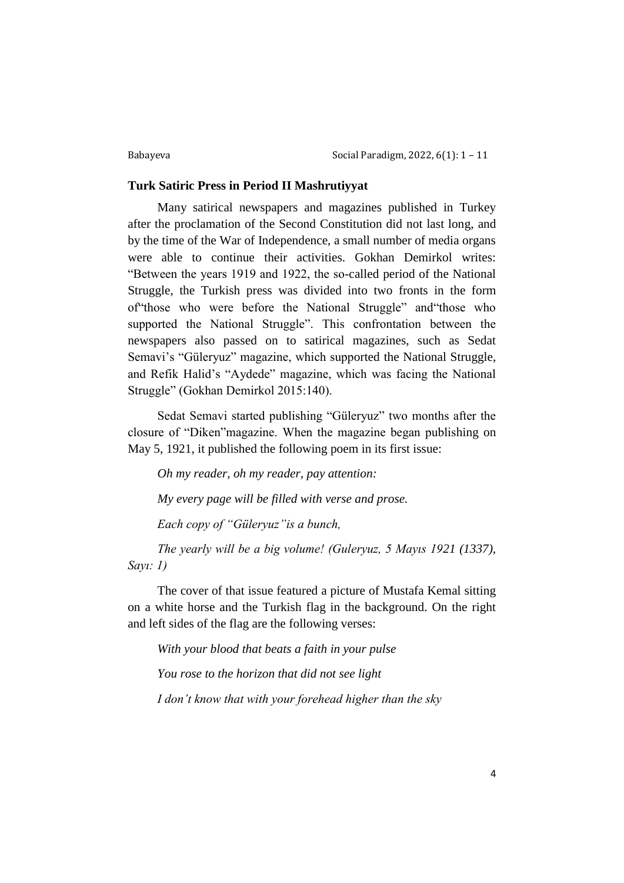**Turk Satiric Press in Period II Mashrutiyyat**

Many satirical newspapers and magazines published in Turkey after the proclamation of the Second Constitution did not last long, and by the time of the War of Independence, a small number of media organs were able to continue their activities. Gokhan Demirkol writes: "Between the years 1919 and 1922, the so-called period of the National Struggle, the Turkish press was divided into two fronts in the form of"those who were before the National Struggle" and"those who supported the National Struggle". This confrontation between the newspapers also passed on to satirical magazines, such as Sedat Semavi's "Güleryuz" magazine, which supported the National Struggle, and Refik Halid's "Aydede" magazine, which was facing the National Struggle" (Gokhan Demirkol 2015:140).

Sedat Semavi started publishing "Güleryuz" two months after the closure of "Diken"magazine. When the magazine began publishing on May 5, 1921, it published the following poem in its first issue:

*Oh my reader, oh my reader, pay attention:*

*My every page will be filled with verse and prose.*

*Each copy of "Güleryuz"is a bunch,*

*The yearly will be a big volume! (Guleryuz, 5 Mayıs 1921 (1337), Sayı: 1)*

The cover of that issue featured a picture of Mustafa Kemal sitting on a white horse and the Turkish flag in the background. On the right and left sides of the flag are the following verses:

*With your blood that beats a faith in your pulse*

*You rose to the horizon that did not see light*

*I don't know that with your forehead higher than the sky*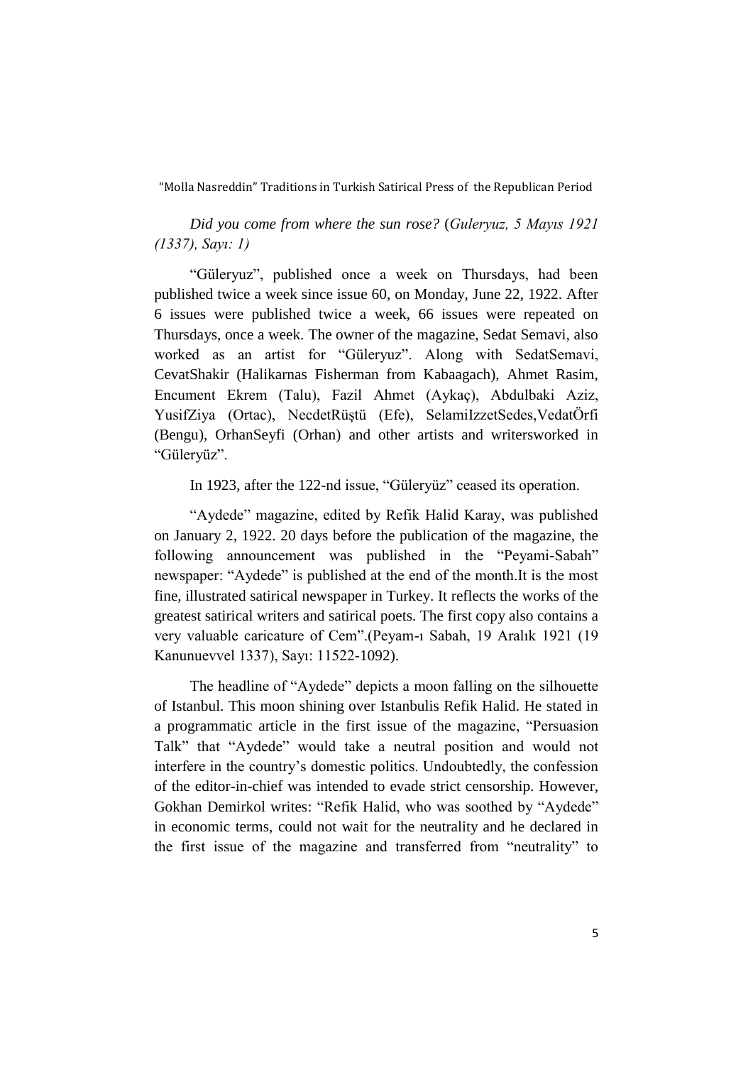*Did you come from where the sun rose?* (*Guleryuz, 5 Mayıs 1921 (1337), Sayı: 1)*

"Güleryuz", published once a week on Thursdays, had been published twice a week since issue 60, on Monday, June 22, 1922. After 6 issues were published twice a week, 66 issues were repeated on Thursdays, once a week. The owner of the magazine, Sedat Semavi, also worked as an artist for "Güleryuz". Along with SedatSemavi, CevatShakir (Halikarnas Fisherman from Kabaagach), Ahmet Rasim, Encument Ekrem (Talu), Fazil Ahmet (Aykaç), Abdulbaki Aziz, YusifZiya (Ortac), NecdetRüştü (Efe), SelamiIzzetSedes,VedatÖrfi (Bengu), OrhanSeyfi (Orhan) and other artists and writersworked in "Güleryüz".

In 1923, after the 122-nd issue, "Güleryüz" ceased its operation.

"Aydede" magazine, edited by Refik Halid Karay, was published on January 2, 1922. 20 days before the publication of the magazine, the following announcement was published in the "Peyami-Sabah" newspaper: "Aydede" is published at the end of the month.It is the most fine, illustrated satirical newspaper in Turkey. It reflects the works of the greatest satirical writers and satirical poets. The first copy also contains a very valuable caricature of Cem".(Peyam-ı Sabah, 19 Aralık 1921 (19 Kanunuevvel 1337), Sayı: 11522-1092).

The headline of "Aydede" depicts a moon falling on the silhouette of Istanbul. This moon shining over Istanbulis Refik Halid. He stated in a programmatic article in the first issue of the magazine, "Persuasion Talk" that "Aydede" would take a neutral position and would not interfere in the country's domestic politics. Undoubtedly, the confession of the editor-in-chief was intended to evade strict censorship. However, Gokhan Demirkol writes: "Refik Halid, who was soothed by "Aydede" in economic terms, could not wait for the neutrality and he declared in the first issue of the magazine and transferred from "neutrality" to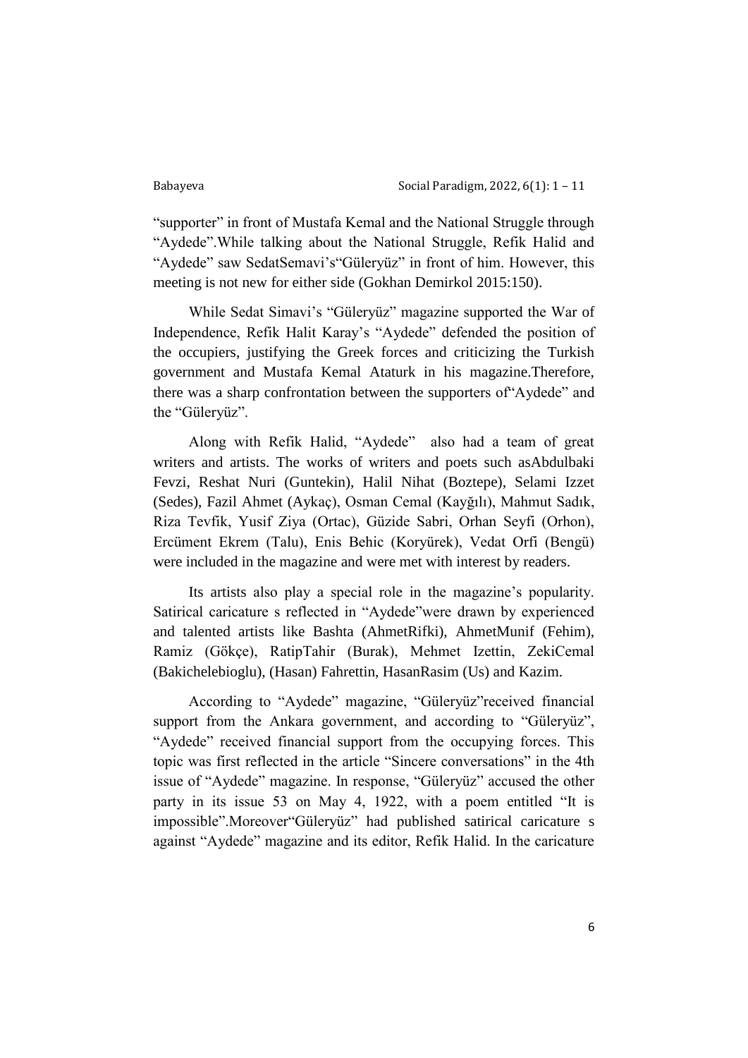"supporter" in front of Mustafa Kemal and the National Struggle through "Aydede".While talking about the National Struggle, Refik Halid and "Aydede" saw SedatSemavi's"Güleryüz" in front of him. However, this meeting is not new for either side (Gokhan Demirkol 2015:150).

While Sedat Simavi's "Güleryüz" magazine supported the War of Independence, Refik Halit Karay's "Aydede" defended the position of the occupiers, justifying the Greek forces and criticizing the Turkish government and Mustafa Kemal Ataturk in his magazine.Therefore, there was a sharp confrontation between the supporters of"Aydede" and the "Güleryüz".

Along with Refik Halid, "Aydede" also had a team of great writers and artists. The works of writers and poets such asAbdulbaki Fevzi, Reshat Nuri (Guntekin), Halil Nihat (Boztepe), Selami Izzet (Sedes), Fazil Ahmet (Aykaç), Osman Cemal (Kayğılı), Mahmut Sadık, Riza Tevfik, Yusif Ziya (Ortac), Güzide Sabri, Orhan Seyfi (Orhon), Ercüment Ekrem (Talu), Enis Behic (Koryürek), Vedat Orfi (Bengü) were included in the magazine and were met with interest by readers.

Its artists also play a special role in the magazine's popularity. Satirical caricature s reflected in "Aydede"were drawn by experienced and talented artists like Bashta (AhmetRifki), AhmetMunif (Fehim), Ramiz (Gökçe), RatipTahir (Burak), Mehmet Izettin, ZekiCemal (Bakichelebioglu), (Hasan) Fahrettin, HasanRasim (Us) and Kazim.

According to "Aydede" magazine, "Güleryüz"received financial support from the Ankara government, and according to "Güleryüz", "Aydede" received financial support from the occupying forces. This topic was first reflected in the article "Sincere conversations" in the 4th issue of "Aydede" magazine. In response, "Güleryüz" accused the other party in its issue 53 on May 4, 1922, with a poem entitled "It is impossible".Moreover"Güleryüz" had published satirical caricature s against "Aydede" magazine and its editor, Refik Halid. In the caricature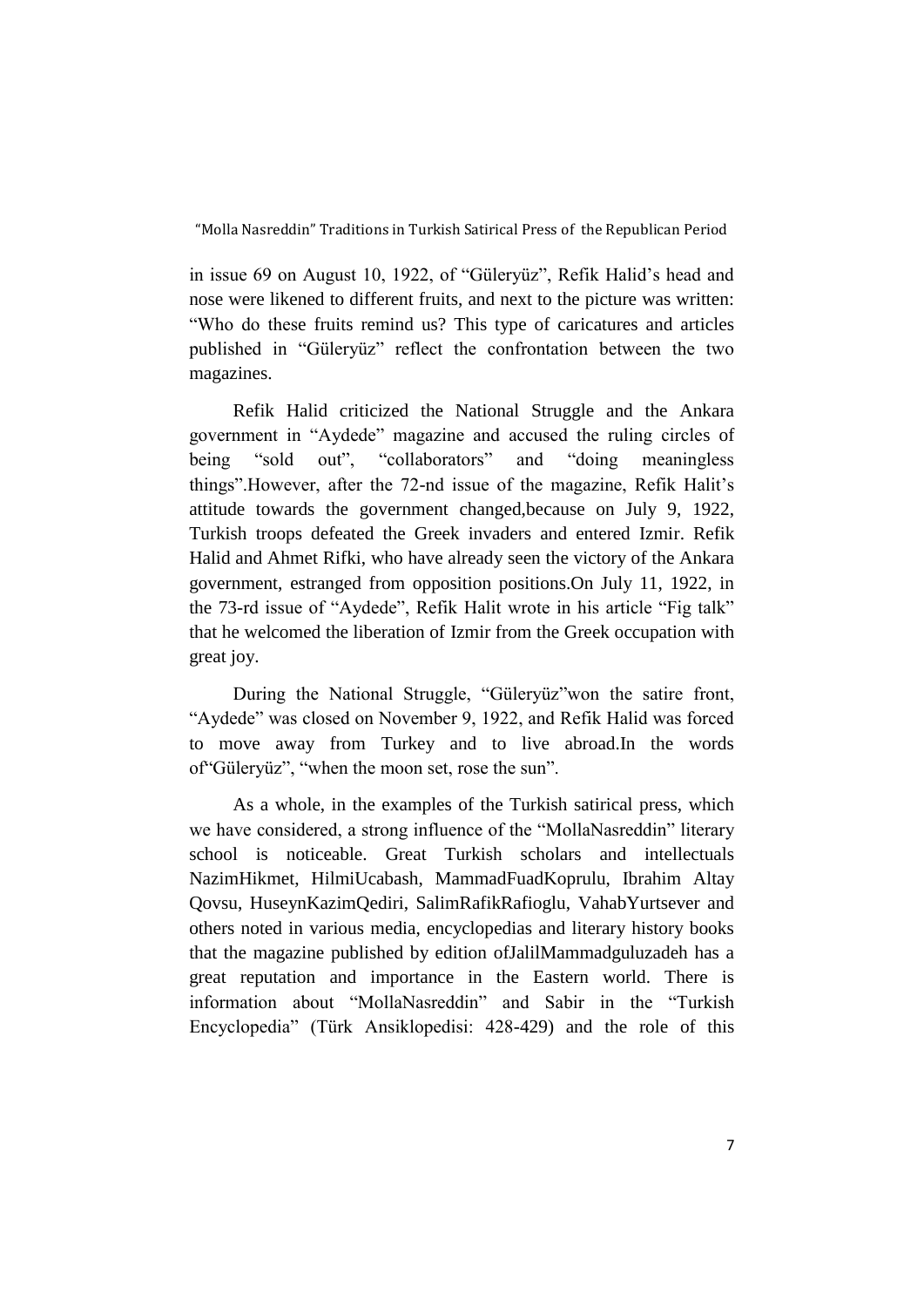in issue 69 on August 10, 1922, of "Güleryüz", Refik Halid's head and nose were likened to different fruits, and next to the picture was written: "Who do these fruits remind us? This type of caricatures and articles published in "Güleryüz" reflect the confrontation between the two magazines.

Refik Halid criticized the National Struggle and the Ankara government in "Aydede" magazine and accused the ruling circles of being "sold out", "collaborators" and "doing meaningless things".However, after the 72-nd issue of the magazine, Refik Halit's attitude towards the government changed,because on July 9, 1922, Turkish troops defeated the Greek invaders and entered Izmir. Refik Halid and Ahmet Rifki, who have already seen the victory of the Ankara government, estranged from opposition positions.On July 11, 1922, in the 73-rd issue of "Aydede", Refik Halit wrote in his article "Fig talk" that he welcomed the liberation of Izmir from the Greek occupation with great joy.

During the National Struggle, "Güleryüz"won the satire front, "Aydede" was closed on November 9, 1922, and Refik Halid was forced to move away from Turkey and to live abroad.In the words of"Güleryüz", "when the moon set, rose the sun".

As a whole, in the examples of the Turkish satirical press, which we have considered, a strong influence of the "MollaNasreddin" literary school is noticeable. Great Turkish scholars and intellectuals NazimHikmet, HilmiUcabash, MammadFuadKoprulu, Ibrahim Altay Qovsu, HuseynKazimQediri, SalimRafikRafioglu, VahabYurtsever and others noted in various media, encyclopedias and literary history books that the magazine published by edition ofJalilMammadguluzadeh has a great reputation and importance in the Eastern world. There is information about "MollaNasreddin" and Sabir in the "Turkish Encyclopedia" (Türk Ansiklopedisi: 428-429) and the role of this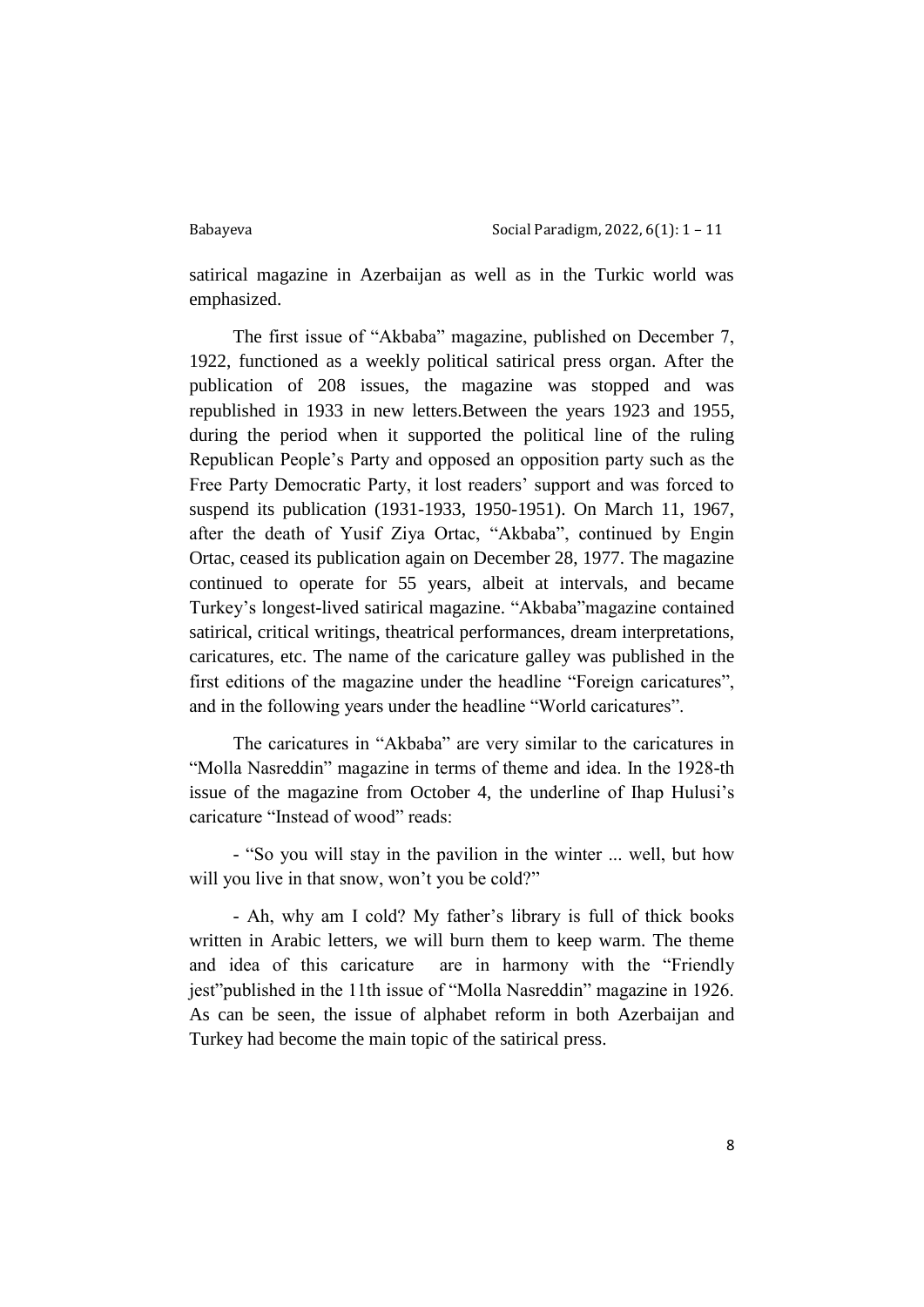satirical magazine in Azerbaijan as well as in the Turkic world was emphasized.

The first issue of "Akbaba" magazine, published on December 7, 1922, functioned as a weekly political satirical press organ. After the publication of 208 issues, the magazine was stopped and was republished in 1933 in new letters.Between the years 1923 and 1955, during the period when it supported the political line of the ruling Republican People's Party and opposed an opposition party such as the Free Party Democratic Party, it lost readers' support and was forced to suspend its publication (1931-1933, 1950-1951). On March 11, 1967, after the death of Yusif Ziya Ortac, "Akbaba", continued by Engin Ortac, ceased its publication again on December 28, 1977. The magazine continued to operate for 55 years, albeit at intervals, and became Turkey's longest-lived satirical magazine. "Akbaba"magazine contained satirical, critical writings, theatrical performances, dream interpretations, caricatures, etc. The name of the caricature galley was published in the first editions of the magazine under the headline "Foreign caricatures", and in the following years under the headline "World caricatures".

The caricatures in "Akbaba" are very similar to the caricatures in "Molla Nasreddin" magazine in terms of theme and idea. In the 1928-th issue of the magazine from October 4, the underline of Ihap Hulusi's caricature "Instead of wood" reads:

- "So you will stay in the pavilion in the winter ... well, but how will you live in that snow, won't you be cold?"

- Ah, why am I cold? My father's library is full of thick books written in Arabic letters, we will burn them to keep warm. The theme and idea of this caricature are in harmony with the "Friendly jest"published in the 11th issue of "Molla Nasreddin" magazine in 1926. As can be seen, the issue of alphabet reform in both Azerbaijan and Turkey had become the main topic of the satirical press.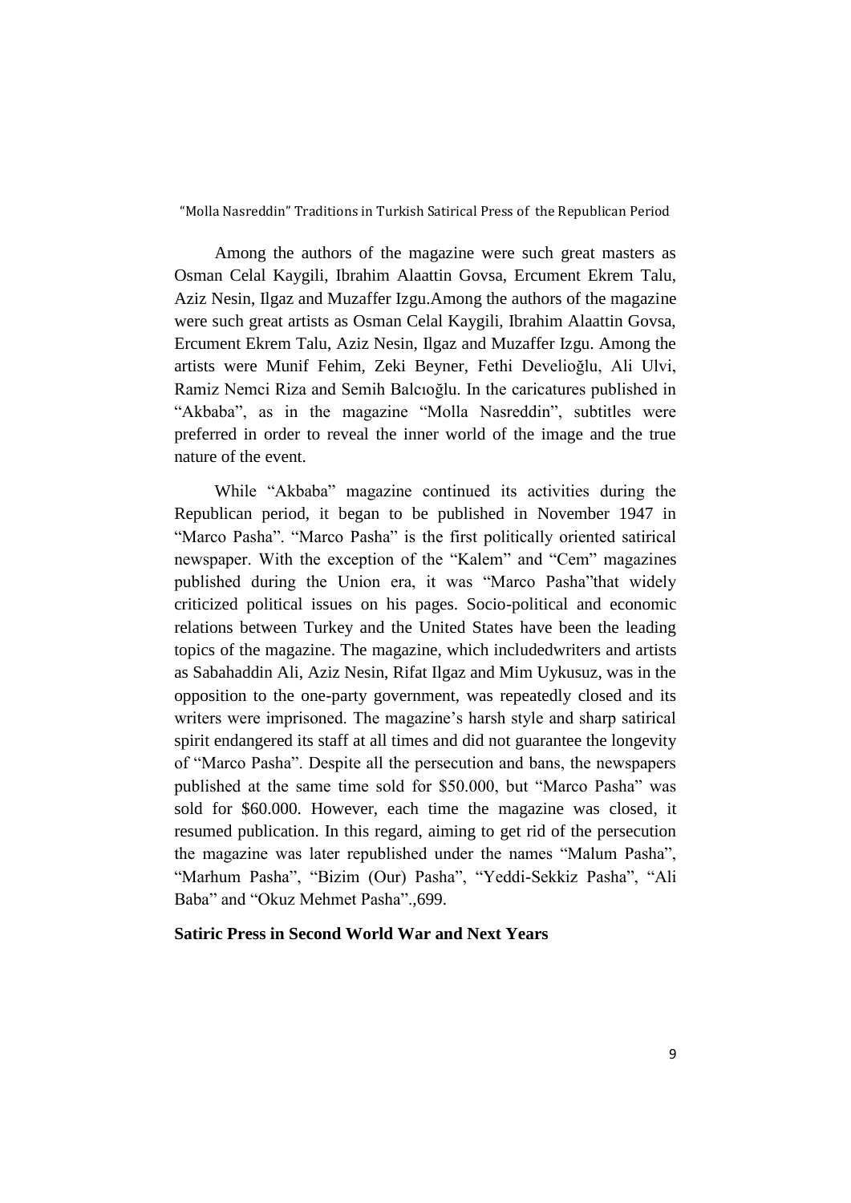Among the authors of the magazine were such great masters as Osman Celal Kaygili, Ibrahim Alaattin Govsa, Ercument Ekrem Talu, Aziz Nesin, Ilgaz and Muzaffer Izgu.Among the authors of the magazine were such great artists as Osman Celal Kaygili, Ibrahim Alaattin Govsa, Ercument Ekrem Talu, Aziz Nesin, Ilgaz and Muzaffer Izgu. Among the artists were Munif Fehim, Zeki Beyner, Fethi Develioğlu, Ali Ulvi, Ramiz Nemci Riza and Semih Balcıoğlu. In the caricatures published in "Akbaba", as in the magazine "Molla Nasreddin", subtitles were preferred in order to reveal the inner world of the image and the true nature of the event.

While "Akbaba" magazine continued its activities during the Republican period, it began to be published in November 1947 in "Marco Pasha". "Marco Pasha" is the first politically oriented satirical newspaper. With the exception of the "Kalem" and "Cem" magazines published during the Union era, it was "Marco Pasha"that widely criticized political issues on his pages. Socio-political and economic relations between Turkey and the United States have been the leading topics of the magazine. The magazine, which includedwriters and artists as Sabahaddin Ali, Aziz Nesin, Rifat Ilgaz and Mim Uykusuz, was in the opposition to the one-party government, was repeatedly closed and its writers were imprisoned. The magazine's harsh style and sharp satirical spirit endangered its staff at all times and did not guarantee the longevity of "Marco Pasha". Despite all the persecution and bans, the newspapers published at the same time sold for $50.000, but "Marco Pasha" was sold for $60.000. However, each time the magazine was closed, it resumed publication. In this regard, aiming to get rid of the persecution the magazine was later republished under the names "Malum Pasha", "Marhum Pasha", "Bizim (Our) Pasha", "Yeddi-Sekkiz Pasha", "Ali Baba" and "Okuz Mehmet Pasha".,699.

**Satiric Press in Second World War and Next Years**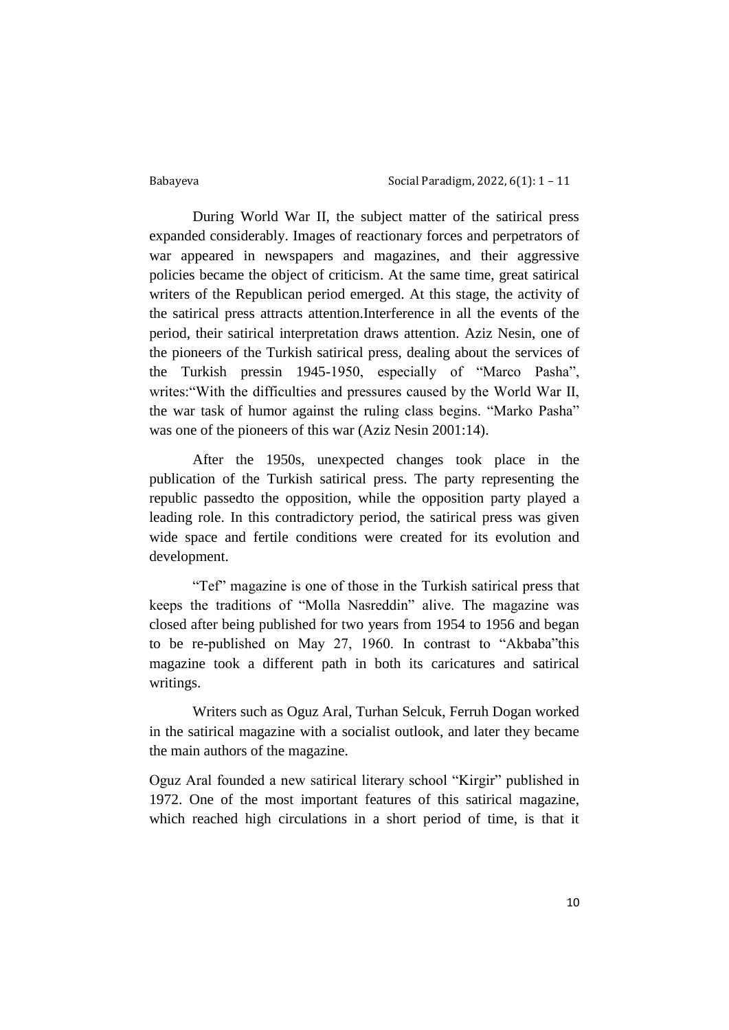During World War II, the subject matter of the satirical press expanded considerably. Images of reactionary forces and perpetrators of war appeared in newspapers and magazines, and their aggressive policies became the object of criticism. At the same time, great satirical writers of the Republican period emerged. At this stage, the activity of the satirical press attracts attention.Interference in all the events of the period, their satirical interpretation draws attention. Aziz Nesin, one of the pioneers of the Turkish satirical press, dealing about the services of the Turkish pressin 1945-1950, especially of "Marco Pasha", writes:"With the difficulties and pressures caused by the World War II, the war task of humor against the ruling class begins. "Marko Pasha" was one of the pioneers of this war (Aziz Nesin 2001:14).

After the 1950s, unexpected changes took place in the publication of the Turkish satirical press. The party representing the republic passedto the opposition, while the opposition party played a leading role. In this contradictory period, the satirical press was given wide space and fertile conditions were created for its evolution and development.

"Tef" magazine is one of those in the Turkish satirical press that keeps the traditions of "Molla Nasreddin" alive. The magazine was closed after being published for two years from 1954 to 1956 and began to be re-published on May 27, 1960. In contrast to "Akbaba"this magazine took a different path in both its caricatures and satirical writings.

Writers such as Oguz Aral, Turhan Selcuk, Ferruh Dogan worked in the satirical magazine with a socialist outlook, and later they became the main authors of the magazine.

Oguz Aral founded a new satirical literary school "Kirgir" published in 1972. One of the most important features of this satirical magazine, which reached high circulations in a short period of time, is that it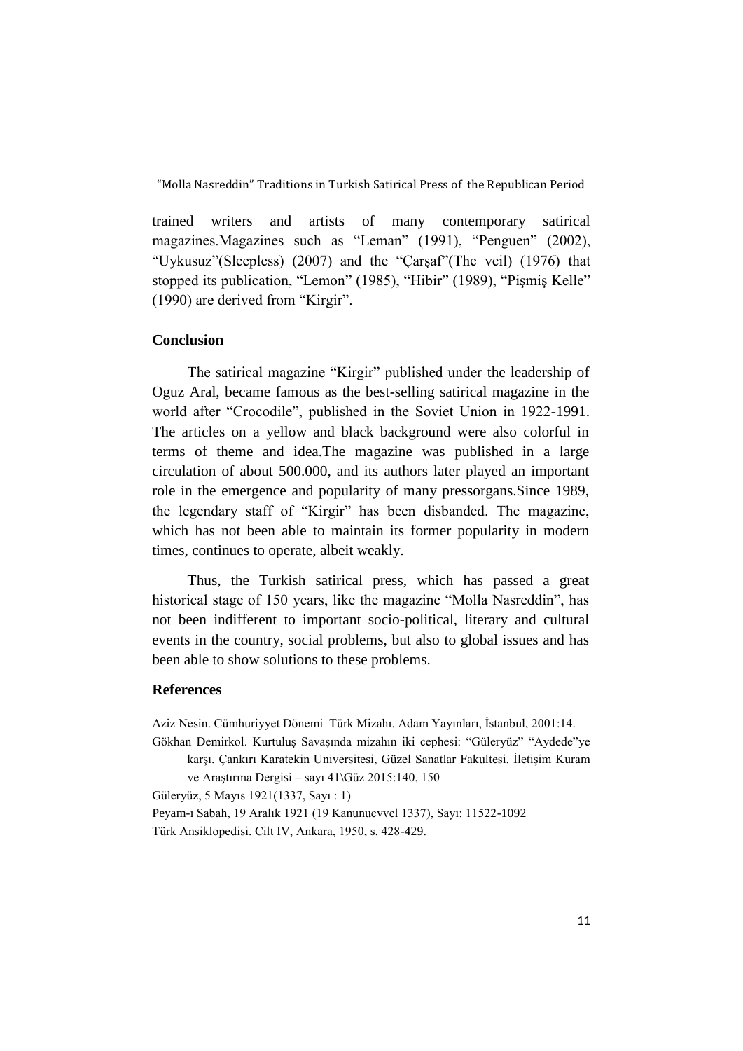trained writers and artists of many contemporary satirical magazines.Magazines such as "Leman" (1991), "Penguen" (2002), "Uykusuz"(Sleepless) (2007) and the "Çarşaf"(The veil) (1976) that stopped its publication, "Lemon" (1985), "Hibir" (1989), "Pişmiş Kelle" (1990) are derived from "Kirgir".

## Conclusion

The satirical magazine "Kirgir" published under the leadership of Oguz Aral, became famous as the best-selling satirical magazine in the world after "Crocodile", published in the Soviet Union in 1922-1991. The articles on a yellow and black background were also colorful in terms of theme and idea.The magazine was published in a large circulation of about 500.000, and its authors later played an important role in the emergence and popularity of many pressorgans.Since 1989, the legendary staff of "Kirgir" has been disbanded. The magazine, which has not been able to maintain its former popularity in modern times, continues to operate, albeit weakly.

Thus, the Turkish satirical press, which has passed a great historical stage of 150 years, like the magazine "Molla Nasreddin", has not been indifferent to important socio-political, literary and cultural events in the country, social problems, but also to global issues and has been able to show solutions to these problems.

## References

Aziz Nesin. Cümhuriyyet Dönemi Türk Mizahı. Adam Yayınları, İstanbul, 2001:14.

Gökhan Demirkol. Kurtuluş Savaşında mizahın iki cephesi: "Güleryüz" "Aydede"ye karşı. Çankırı Karatekin Universitesi, Güzel Sanatlar Fakultesi. İletişim Kuram ve Araştırma Dergisi – sayı 41\Güz 2015:140, 150

Güleryüz, 5 Mayıs 1921(1337, Sayı : 1)

Peyam-ı Sabah, 19 Aralık 1921 (19 Kanunuevvel 1337), Sayı: 11522-1092

Türk Ansiklopedisi. Cilt IV, Ankara, 1950, s. 428-429.